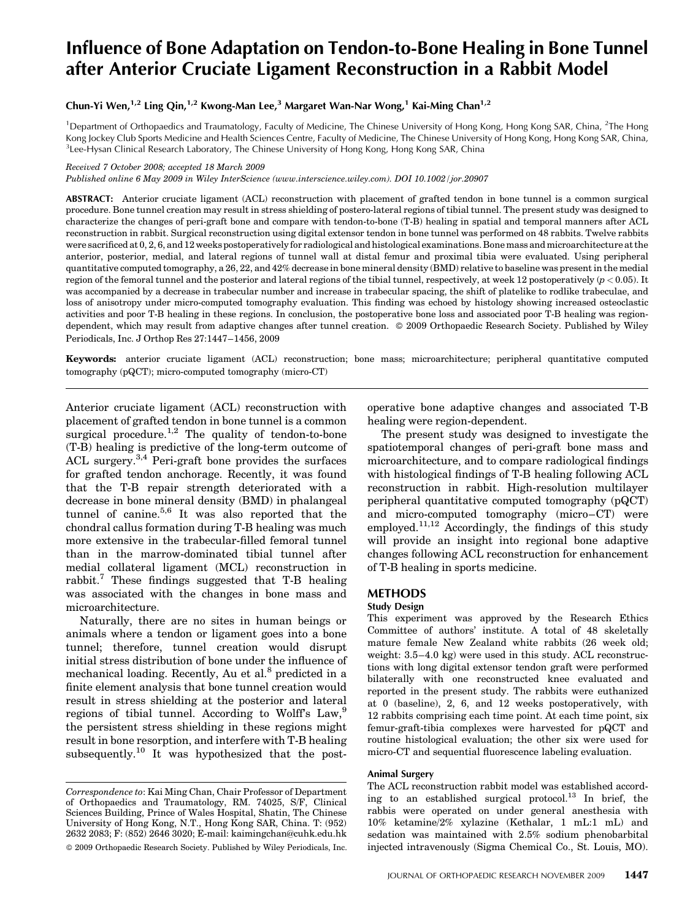# Influence of Bone Adaptation on Tendon-to-Bone Healing in Bone Tunnel after Anterior Cruciate Ligament Reconstruction in a Rabbit Model

Chun-Yi Wen,[1,2] Ling Qin,[1,2] Kwong-Man Lee,[3] Margaret Wan-Nar Wong,[1] Kai-Ming Chan[1,2]

[1]Department of Orthopaedics and Traumatology, Faculty of Medicine, The Chinese University of Hong Kong, Hong Kong SAR, China, [2]The Hong Kong Jockey Club Sports Medicine and Health Sciences Centre, Faculty of Medicine, The Chinese University of Hong Kong, Hong Kong SAR, China, [3]Lee-Hysan Clinical Research Laboratory, The Chinese University of Hong Kong, Hong Kong SAR, China

*Received 7 October 2008; accepted 18 March 2009*

*Published online 6 May 2009 in Wiley InterScience (www.interscience.wiley.com). DOI 10.1002/jor.20907*

**ABSTRACT:** Anterior cruciate ligament (ACL) reconstruction with placement of grafted tendon in bone tunnel is a common surgical procedure. Bone tunnel creation may result in stress shielding of postero-lateral regions of tibial tunnel. The present study was designed to characterize the changes of peri-graft bone and compare with tendon-to-bone (T-B) healing in spatial and temporal manners after ACL reconstruction in rabbit. Surgical reconstruction using digital extensor tendon in bone tunnel was performed on 48 rabbits. Twelve rabbits were sacrificed at 0, 2, 6, and 12 weeks postoperatively for radiological and histological examinations. Bone mass and microarchitecture at the anterior, posterior, medial, and lateral regions of tunnel wall at distal femur and proximal tibia were evaluated. Using peripheral quantitative computed tomography, a 26, 22, and 42% decrease in bone mineral density (BMD) relative to baseline was present in the medial region of the femoral tunnel and the posterior and lateral regions of the tibial tunnel, respectively, at week 12 postoperatively ($p < 0.05$). It was accompanied by a decrease in trabecular number and increase in trabecular spacing, the shift of platelike to rodlike trabeculae, and loss of anisotropy under micro-computed tomography evaluation. This finding was echoed by histology showing increased osteoclastic activities and poor T-B healing in these regions. In conclusion, the postoperative bone loss and associated poor T-B healing was region-dependent, which may result from adaptive changes after tunnel creation. © 2009 Orthopaedic Research Society. Published by Wiley Periodicals, Inc. J Orthop Res 27:1447–1456, 2009

**Keywords:** anterior cruciate ligament (ACL) reconstruction; bone mass; microarchitecture; peripheral quantitative computed tomography (pQCT); micro-computed tomography (micro-CT)

Anterior cruciate ligament (ACL) reconstruction with placement of grafted tendon in bone tunnel is a common surgical procedure.[1,2] The quality of tendon-to-bone (T-B) healing is predictive of the long-term outcome of ACL surgery.[3,4] Peri-graft bone provides the surfaces for grafted tendon anchorage. Recently, it was found that the T-B repair strength deteriorated with a decrease in bone mineral density (BMD) in phalangeal tunnel of canine.[5,6] It was also reported that the chondral callus formation during T-B healing was much more extensive in the trabecular-filled femoral tunnel than in the marrow-dominated tibial tunnel after medial collateral ligament (MCL) reconstruction in rabbit.[7] These findings suggested that T-B healing was associated with the changes in bone mass and microarchitecture.

Naturally, there are no sites in human beings or animals where a tendon or ligament goes into a bone tunnel; therefore, tunnel creation would disrupt initial stress distribution of bone under the influence of mechanical loading. Recently, Au et al.[8] predicted in a finite element analysis that bone tunnel creation would result in stress shielding at the posterior and lateral regions of tibial tunnel. According to Wolff's Law,[9] the persistent stress shielding in these regions might result in bone resorption, and interfere with T-B healing subsequently.[10] It was hypothesized that the post-operative bone adaptive changes and associated T-B healing were region-dependent.

The present study was designed to investigate the spatiotemporal changes of peri-graft bone mass and microarchitecture, and to compare radiological findings with histological findings of T-B healing following ACL reconstruction in rabbit. High-resolution multilayer peripheral quantitative computed tomography (pQCT) and micro-computed tomography (micro–CT) were employed.[11,12] Accordingly, the findings of this study will provide an insight into regional bone adaptive changes following ACL reconstruction for enhancement of T-B healing in sports medicine.

## METHODS

### Study Design

This experiment was approved by the Research Ethics Committee of authors' institute. A total of 48 skeletally mature female New Zealand white rabbits (26 week old; weight: 3.5–4.0 kg) were used in this study. ACL reconstructions with long digital extensor tendon graft were performed bilaterally with one reconstructed knee evaluated and reported in the present study. The rabbits were euthanized at 0 (baseline), 2, 6, and 12 weeks postoperatively, with 12 rabbits comprising each time point. At each time point, six femur-graft-tibia complexes were harvested for pQCT and routine histological evaluation; the other six were used for micro-CT and sequential fluorescence labeling evaluation.

### Animal Surgery

The ACL reconstruction rabbit model was established according to an established surgical protocol.[13] In brief, the rabbits were operated on under general anesthesia with 10% ketamine/2% xylazine (Kethalar, 1 mL:1 mL) and sedation was maintained with 2.5% sodium phenobarbital injected intravenously (Sigma Chemical Co., St. Louis, MO).

---

*Correspondence to*: Kai Ming Chan, Chair Professor of Department of Orthopaedics and Traumatology, RM. 74025, 5/F, Clinical Sciences Building, Prince of Wales Hospital, Shatin, The Chinese University of Hong Kong, N.T., Hong Kong SAR, China. T: (952) 2632 2083; F: (852) 2646 3020; E-mail: kaimingchan@cuhk.edu.hk

© 2009 Orthopaedic Research Society. Published by Wiley Periodicals, Inc.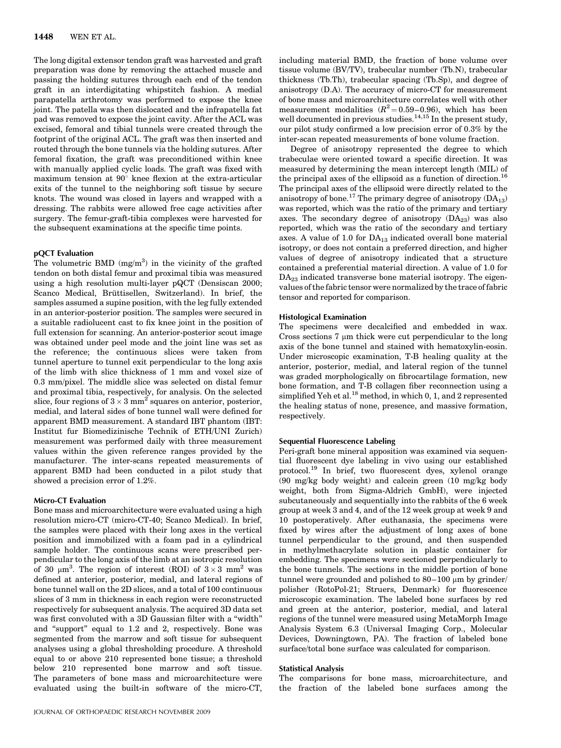The long digital extensor tendon graft was harvested and graft preparation was done by removing the attached muscle and passing the holding sutures through each end of the tendon graft in an interdigitating whipstitch fashion. A medial parapatella arthrotomy was performed to expose the knee joint. The patella was then dislocated and the infrapatella fat pad was removed to expose the joint cavity. After the ACL was excised, femoral and tibial tunnels were created through the footprint of the original ACL. The graft was then inserted and routed through the bone tunnels via the holding sutures. After femoral fixation, the graft was preconditioned within knee with manually applied cyclic loads. The graft was fixed with maximum tension at 90° knee flexion at the extra-articular exits of the tunnel to the neighboring soft tissue by secure knots. The wound was closed in layers and wrapped with a dressing. The rabbits were allowed free cage activities after surgery. The femur-graft-tibia complexes were harvested for the subsequent examinations at the specific time points.

### pQCT Evaluation

The volumetric BMD ($mg/m^3$) in the vicinity of the grafted tendon on both distal femur and proximal tibia was measured using a high resolution multi-layer pQCT (Densiscan 2000; Scanco Medical, Brüttisellen, Switzerland). In brief, the samples assumed a supine position, with the leg fully extended in an anterior-posterior position. The samples were secured in a suitable radiolucent cast to fix knee joint in the position of full extension for scanning. An anterior-posterior scout image was obtained under peel mode and the joint line was set as the reference; the continuous slices were taken from tunnel aperture to tunnel exit perpendicular to the long axis of the limb with slice thickness of 1 mm and voxel size of 0.3 mm/pixel. The middle slice was selected on distal femur and proximal tibia, respectively, for analysis. On the selected slice, four regions of $3 \times 3$ $mm^2$ squares on anterior, posterior, medial, and lateral sides of bone tunnel wall were defined for apparent BMD measurement. A standard IBT phantom (IBT: Institut fur Biomedizinische Technik of ETH/UNI Zurich) measurement was performed daily with three measurement values within the given reference ranges provided by the manufacturer. The inter-scans repeated measurements of apparent BMD had been conducted in a pilot study that showed a precision error of 1.2%.

### Micro-CT Evaluation

Bone mass and microarchitecture were evaluated using a high resolution micro-CT (micro-CT-40; Scanco Medical). In brief, the samples were placed with their long axes in the vertical position and immobilized with a foam pad in a cylindrical sample holder. The continuous scans were prescribed perpendicular to the long axis of the limb at an isotropic resolution of 30 $\mu m^3$. The region of interest (ROI) of $3 \times 3$ $mm^2$ was defined at anterior, posterior, medial, and lateral regions of bone tunnel wall on the 2D slices, and a total of 100 continuous slices of 3 mm in thickness in each region were reconstructed respectively for subsequent analysis. The acquired 3D data set was first convoluted with a 3D Gaussian filter with a "width" and "support" equal to 1.2 and 2, respectively. Bone was segmented from the marrow and soft tissue for subsequent analyses using a global thresholding procedure. A threshold equal to or above 210 represented bone tissue; a threshold below 210 represented bone marrow and soft tissue. The parameters of bone mass and microarchitecture were evaluated using the built-in software of the micro-CT, including material BMD, the fraction of bone volume over tissue volume (BV/TV), trabecular number (Tb.N), trabecular thickness (Tb.Th), trabecular spacing (Tb.Sp), and degree of anisotropy (D.A). The accuracy of micro-CT for measurement of bone mass and microarchitecture correlates well with other measurement modalities ($R^2 = 0.59$–$0.96$), which has been well documented in previous studies.[14,15] In the present study, our pilot study confirmed a low precision error of 0.3% by the inter-scan repeated measurements of bone volume fraction.

Degree of anisotropy represented the degree to which trabeculae were oriented toward a specific direction. It was measured by determining the mean intercept length (MIL) of the principal axes of the ellipsoid as a function of direction.[16] The principal axes of the ellipsoid were directly related to the anisotropy of bone.[17] The primary degree of anisotropy ($DA_{13}$) was reported, which was the ratio of the primary and tertiary axes. The secondary degree of anisotropy ($DA_{23}$) was also reported, which was the ratio of the secondary and tertiary axes. A value of 1.0 for $DA_{13}$ indicated overall bone material isotropy, or does not contain a preferred direction, and higher values of degree of anisotropy indicated that a structure contained a preferential material direction. A value of 1.0 for $DA_{23}$ indicated transverse bone material isotropy. The eigenvalues of the fabric tensor were normalized by the trace of fabric tensor and reported for comparison.

### Histological Examination

The specimens were decalcified and embedded in wax. Cross sections 7 μm thick were cut perpendicular to the long axis of the bone tunnel and stained with hematoxylin-eosin. Under microscopic examination, T-B healing quality at the anterior, posterior, medial, and lateral region of the tunnel was graded morphologically on fibrocartilage formation, new bone formation, and T-B collagen fiber reconnection using a simplified Yeh et al.[18] method, in which 0, 1, and 2 represented the healing status of none, presence, and massive formation, respectively.

### Sequential Fluorescence Labeling

Peri-graft bone mineral apposition was examined via sequential fluorescent dye labeling in vivo using our established protocol.[19] In brief, two fluorescent dyes, xylenol orange (90 mg/kg body weight) and calcein green (10 mg/kg body weight, both from Sigma-Aldrich GmbH), were injected subcutaneously and sequentially into the rabbits of the 6 week group at week 3 and 4, and of the 12 week group at week 9 and 10 postoperatively. After euthanasia, the specimens were fixed by wires after the adjustment of long axes of bone tunnel perpendicular to the ground, and then suspended in methylmethacrylate solution in plastic container for embedding. The specimens were sectioned perpendicularly to the bone tunnels. The sections in the middle portion of bone tunnel were grounded and polished to 80–100 μm by grinder/polisher (RotoPol-21; Struers, Denmark) for fluorescence microscopic examination. The labeled bone surfaces by red and green at the anterior, posterior, medial, and lateral regions of the tunnel were measured using MetaMorph Image Analysis System 6.3 (Universal Imaging Corp., Molecular Devices, Downingtown, PA). The fraction of labeled bone surface/total bone surface was calculated for comparison.

### Statistical Analysis

The comparisons for bone mass, microarchitecture, and the fraction of the labeled bone surfaces among the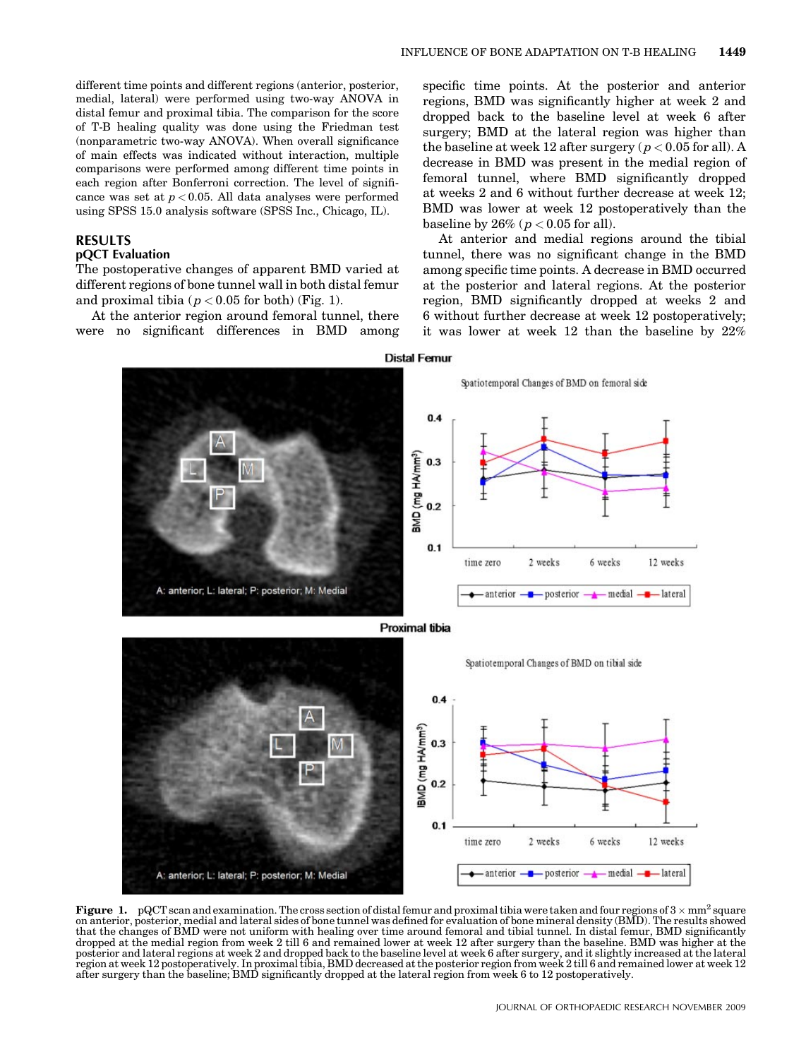different time points and different regions (anterior, posterior, medial, lateral) were performed using two-way ANOVA in distal femur and proximal tibia. The comparison for the score of T-B healing quality was done using the Friedman test (nonparametric two-way ANOVA). When overall significance of main effects was indicated without interaction, multiple comparisons were performed among different time points in each region after Bonferroni correction. The level of significance was set at $p < 0.05$. All data analyses were performed using SPSS 15.0 analysis software (SPSS Inc., Chicago, IL).

## RESULTS

### pQCT Evaluation

The postoperative changes of apparent BMD varied at different regions of bone tunnel wall in both distal femur and proximal tibia ($p < 0.05$ for both) (Fig. 1).

At the anterior region around femoral tunnel, there were no significant differences in BMD among specific time points. At the posterior and anterior regions, BMD was significantly higher at week 2 and dropped back to the baseline level at week 6 after surgery; BMD at the lateral region was higher than the baseline at week 12 after surgery ($p < 0.05$ for all). A decrease in BMD was present in the medial region of femoral tunnel, where BMD significantly dropped at weeks 2 and 6 without further decrease at week 12; BMD was lower at week 12 postoperatively than the baseline by 26% ($p < 0.05$ for all).

At anterior and medial regions around the tibial tunnel, there was no significant change in the BMD among specific time points. A decrease in BMD occurred at the posterior and lateral regions. At the posterior region, BMD significantly dropped at weeks 2 and 6 without further decrease at week 12 postoperatively; it was lower at week 12 than the baseline by 22%

**Figure 1.** pQCT scan and examination. The cross section of distal femur and proximal tibia were taken and four regions of $3 \times \text{mm}^2$ square on anterior, posterior, medial and lateral sides of bone tunnel was defined for evaluation of bone mineral density (BMD). The results showed that the changes of BMD were not uniform with healing over time around femoral and tibial tunnel. In distal femur, BMD significantly dropped at the medial region from week 2 till 6 and remained lower at week 12 after surgery than the baseline. BMD was higher at the posterior and lateral regions at week 2 and dropped back to the baseline level at week 6 after surgery, and it slightly increased at the lateral region at week 12 postoperatively. In proximal tibia, BMD decreased at the posterior region from week 2 till 6 and remained lower at week 12 after surgery than the baseline; BMD significantly dropped at the lateral region from week 6 to 12 postoperatively.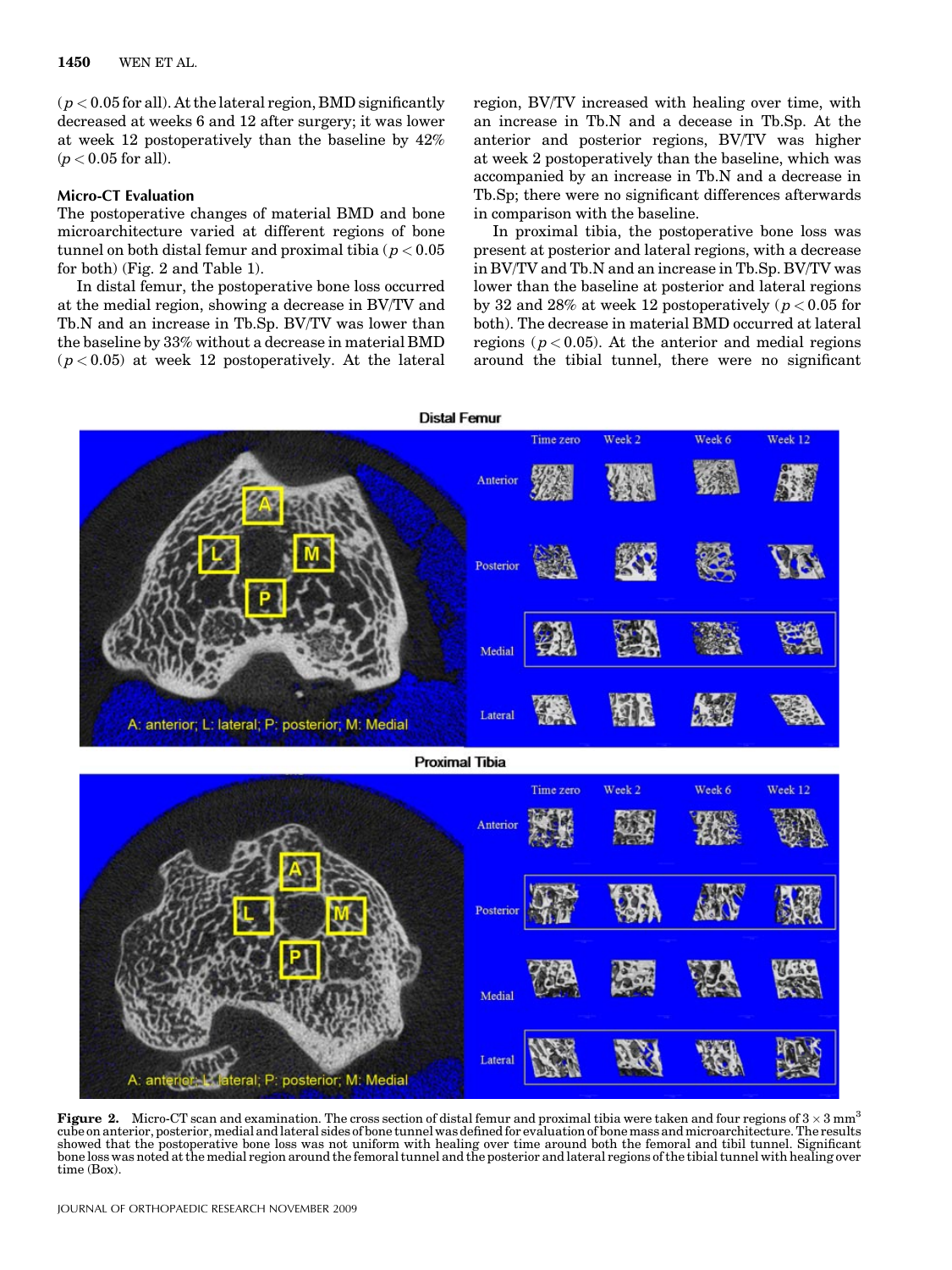($p < 0.05$ for all). At the lateral region, BMD significantly decreased at weeks 6 and 12 after surgery; it was lower at week 12 postoperatively than the baseline by 42% ($p < 0.05$ for all).

### Micro-CT Evaluation

The postoperative changes of material BMD and bone microarchitecture varied at different regions of bone tunnel on both distal femur and proximal tibia ($p < 0.05$ for both) (Fig. 2 and Table 1).

In distal femur, the postoperative bone loss occurred at the medial region, showing a decrease in BV/TV and Tb.N and an increase in Tb.Sp. BV/TV was lower than the baseline by 33% without a decrease in material BMD ($p < 0.05$) at week 12 postoperatively. At the lateral region, BV/TV increased with healing over time, with an increase in Tb.N and a decease in Tb.Sp. At the anterior and posterior regions, BV/TV was higher at week 2 postoperatively than the baseline, which was accompanied by an increase in Tb.N and a decrease in Tb.Sp; there were no significant differences afterwards in comparison with the baseline.

In proximal tibia, the postoperative bone loss was present at posterior and lateral regions, with a decrease in BV/TV and Tb.N and an increase in Tb.Sp. BV/TV was lower than the baseline at posterior and lateral regions by 32 and 28% at week 12 postoperatively ($p < 0.05$ for both). The decrease in material BMD occurred at lateral regions ($p < 0.05$). At the anterior and medial regions around the tibial tunnel, there were no significant

**Figure 2.** Micro-CT scan and examination. The cross section of distal femur and proximal tibia were taken and four regions of $3 \times 3$ mm$^3$ cube on anterior, posterior, medial and lateral sides of bone tunnel was defined for evaluation of bone mass and microarchitecture. The results showed that the postoperative bone loss was not uniform with healing over time around both the femoral and tibil tunnel. Significant bone loss was noted at the medial region around the femoral tunnel and the posterior and lateral regions of the tibial tunnel with healing over time (Box).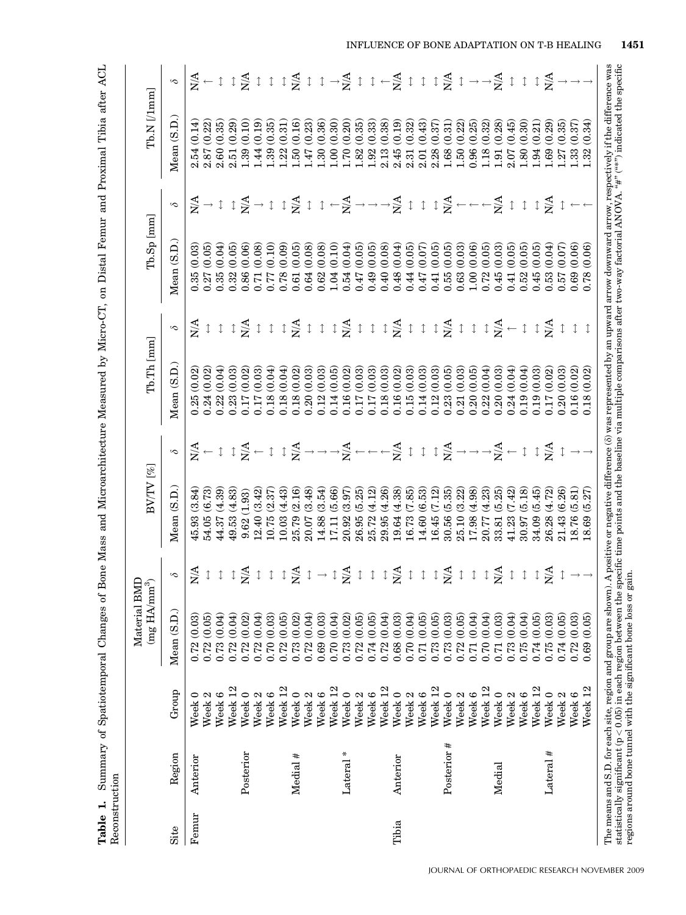**Table 1.** Summary of Spatiotemporal Changes of Bone Mass and Microarchitecture Measured by Micro-CT, on Distal Femur and Proximal Tibia after ACL Reconstruction

| Site | Region | Group | Material BMD (mg HA/mm$^3$) Mean (S.D.) | $\delta$ | BV/TV [%] Mean (S.D.) | $\delta$ | Tb.Th [mm] Mean (S.D.) | $\delta$ | Tb.Sp [mm] Mean (S.D.) | $\delta$ | Tb.N [/1mm] Mean (S.D.) | $\delta$ |
|---|---|---|---|---|---|---|---|---|---|---|---|---|
| Femur | Anterior | Week 0 | 0.72 (0.03) | N/A | 45.93 (3.84) | N/A | 0.25 (0.02) | N/A | 0.35 (0.03) | N/A | 2.54 (0.14) | N/A |
| | | Week 2 | 0.72 (0.05) | ↕ | 54.05 (6.73) | ↑ | 0.24 (0.02) | ↕ | 0.27 (0.05) | ↓ | 2.87 (0.22) | ↑ |
| | | Week 6 | 0.73 (0.04) | ↕ | 44.37 (4.39) | ↕ | 0.22 (0.04) | ↕ | 0.35 (0.04) | ↕ | 2.60 (0.35) | ↕ |
| | | Week 12 | 0.72 (0.04) | ↕ | 49.53 (4.83) | ↕ | 0.23 (0.03) | ↕ | 0.32 (0.05) | ↕ | 2.51 (0.29) | ↕ |
| | Posterior | Week 0 | 0.72 (0.02) | N/A | 9.62 (1.93) | N/A | 0.17 (0.02) | N/A | 0.86 (0.06) | N/A | 1.39 (0.10) | N/A |
| | | Week 2 | 0.72 (0.04) | ↕ | 12.40 (3.42) | ↑ | 0.17 (0.03) | ↕ | 0.71 (0.08) | ↓ | 1.44 (0.19) | ↕ |
| | | Week 6 | 0.70 (0.03) | ↕ | 10.75 (2.37) | ↕ | 0.18 (0.04) | ↕ | 0.77 (0.10) | ↕ | 1.39 (0.35) | ↕ |
| | | Week 12 | 0.72 (0.05) | ↕ | 10.03 (4.43) | ↕ | 0.18 (0.04) | ↕ | 0.78 (0.09) | ↕ | 1.22 (0.31) | ↕ |
| | Medial # | Week 0 | 0.73 (0.02) | N/A | 25.79 (2.16) | N/A | 0.18 (0.02) | N/A | 0.61 (0.05) | N/A | 1.50 (0.16) | N/A |
| | | Week 2 | 0.72 (0.04) | ↕ | 20.07 (3.48) | ↓ | 0.20 (0.03) | ↕ | 0.64 (0.08) | ↕ | 1.47 (0.23) | ↕ |
| | | Week 6 | 0.69 (0.03) | ↓ | 14.88 (3.54) | ↓ | 0.12 (0.03) | ↕ | 0.62 (0.08) | ↕ | 1.30 (0.36) | ↕ |
| | | Week 12 | 0.70 (0.04) | ↕ | 17.11 (5.66) | ↓ | 0.14 (0.05) | ↕ | 1.04 (0.10) | ↑ | 1.00 (0.30) | ↓ |
| | Lateral * | Week 0 | 0.73 (0.02) | N/A | 20.92 (3.97) | N/A | 0.16 (0.02) | N/A | 0.54 (0.04) | N/A | 1.70 (0.20) | N/A |
| | | Week 2 | 0.72 (0.05) | ↕ | 26.95 (5.25) | ↑ | 0.17 (0.03) | ↕ | 0.47 (0.05) | ↓ | 1.82 (0.35) | ↕ |
| | | Week 6 | 0.74 (0.05) | ↕ | 25.72 (4.12) | ↑ | 0.17 (0.03) | ↕ | 0.49 (0.05) | ↓ | 1.92 (0.33) | ↕ |
| | | Week 12 | 0.72 (0.04) | ↕ | 29.95 (4.26) | ↑ | 0.18 (0.03) | ↕ | 0.40 (0.08) | ↓ | 2.13 (0.38) | ↑ |
| Tibia | Anterior | Week 0 | 0.68 (0.03) | N/A | 19.64 (4.38) | N/A | 0.16 (0.02) | N/A | 0.48 (0.04) | N/A | 2.45 (0.19) | N/A |
| | | Week 2 | 0.70 (0.04) | ↕ | 16.73 (7.85) | ↕ | 0.15 (0.03) | ↕ | 0.44 (0.05) | ↕ | 2.31 (0.32) | ↕ |
| | | Week 6 | 0.71 (0.05) | ↕ | 14.60 (6.53) | ↕ | 0.14 (0.03) | ↕ | 0.47 (0.07) | ↕ | 2.01 (0.43) | ↕ |
| | | Week 12 | 0.73 (0.05) | ↕ | 16.45 (7.12) | ↕ | 0.12 (0.03) | ↕ | 0.41 (0.05) | ↕ | 2.28 (0.37) | ↕ |
| | Posterior # | Week 0 | 0.73 (0.03) | N/A | 30.56 (5.35) | N/A | 0.23 (0.05) | N/A | 0.55 (0.05) | N/A | 1.68 (0.31) | N/A |
| | | Week 2 | 0.72 (0.05) | ↕ | 25.10 (3.22) | ↓ | 0.21 (0.03) | ↕ | 0.63 (0.03) | ↑ | 1.50 (0.22) | ↕ |
| | | Week 6 | 0.71 (0.04) | ↕ | 17.98 (4.98) | ↓ | 0.20 (0.05) | ↕ | 1.00 (0.06) | ↑ | 0.96 (0.25) | ↓ |
| | | Week 12 | 0.70 (0.04) | ↕ | 20.77 (4.23) | ↓ | 0.22 (0.04) | ↕ | 0.72 (0.05) | ↑ | 1.18 (0.32) | ↓ |
| | Medial | Week 0 | 0.71 (0.03) | N/A | 33.81 (5.25) | N/A | 0.20 (0.03) | N/A | 0.45 (0.03) | N/A | 1.91 (0.28) | N/A |
| | | Week 2 | 0.73 (0.04) | ↕ | 41.23 (7.42) | ↑ | 0.24 (0.04) | ↑ | 0.41 (0.05) | ↕ | 2.07 (0.45) | ↕ |
| | | Week 6 | 0.75 (0.04) | ↕ | 30.97 (5.18) | ↕ | 0.19 (0.04) | ↕ | 0.52 (0.05) | ↕ | 1.80 (0.30) | ↕ |
| | | Week 12 | 0.74 (0.05) | ↕ | 34.09 (5.45) | ↕ | 0.19 (0.03) | ↕ | 0.45 (0.05) | ↕ | 1.94 (0.21) | ↕ |
| | Lateral # | Week 0 | 0.75 (0.03) | N/A | 26.28 (4.72) | N/A | 0.17 (0.02) | N/A | 0.53 (0.04) | N/A | 1.69 (0.29) | N/A |
| | | Week 2 | 0.74 (0.05) | ↕ | 21.43 (6.26) | ↕ | 0.20 (0.03) | ↕ | 0.57 (0.07) | ↕ | 1.27 (0.35) | ↓ |
| | | Week 6 | 0.72 (0.03) | ↓ | 18.76 (5.81) | ↓ | 0.16 (0.02) | ↕ | 0.69 (0.06) | ↑ | 1.33 (0.37) | ↓ |
| | | Week 12 | 0.69 (0.05) | ↓ | 18.69 (5.27) | ↓ | 0.18 (0.02) | ↕ | 0.78 (0.06) | ↑ | 1.32 (0.34) | ↓ |

The means and S.D. for each site, region and group are shown. A positive or negative difference ($\delta$) was represented by an upward arrow downward arrow, respectively if the difference was statistically significant ($p < 0.05$) in each region between the specific time points and the baseline via multiple comparisons after two-way factorial ANOVA. "#" ("*") indicated the specific regions around bone tunnel with the significant bone loss or gain.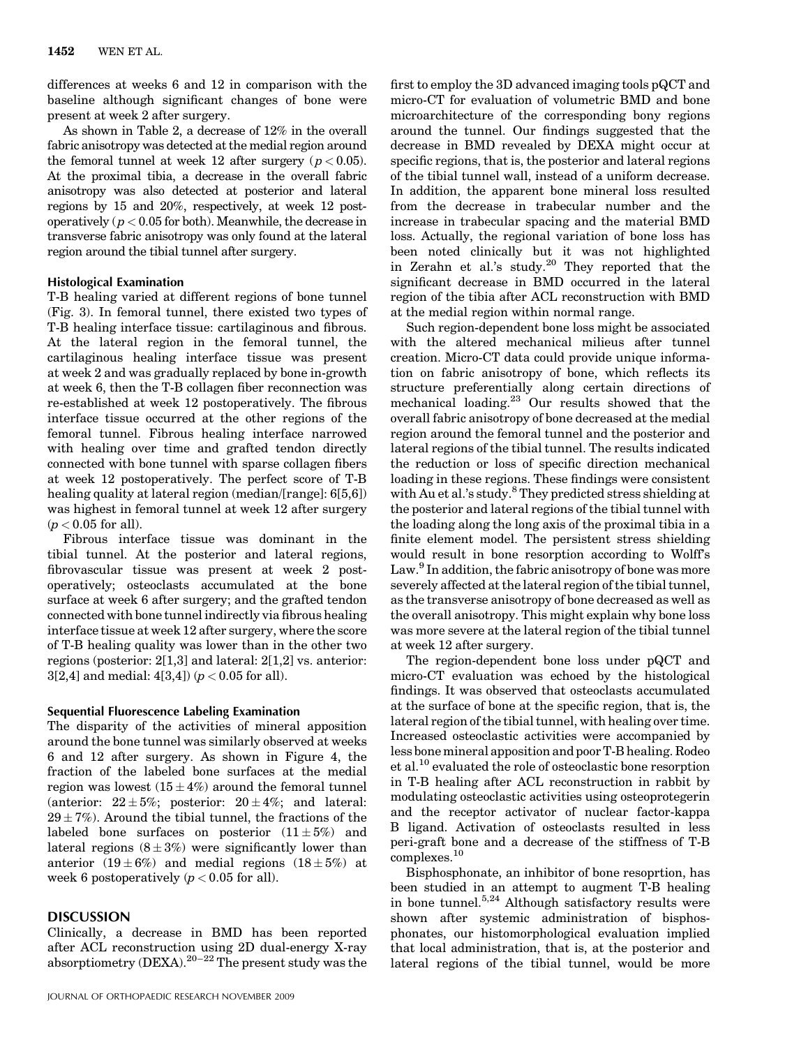differences at weeks 6 and 12 in comparison with the baseline although significant changes of bone were present at week 2 after surgery.

As shown in Table 2, a decrease of 12% in the overall fabric anisotropy was detected at the medial region around the femoral tunnel at week 12 after surgery ($p < 0.05$). At the proximal tibia, a decrease in the overall fabric anisotropy was also detected at posterior and lateral regions by 15 and 20%, respectively, at week 12 postoperatively ($p < 0.05$ for both). Meanwhile, the decrease in transverse fabric anisotropy was only found at the lateral region around the tibial tunnel after surgery.

### Histological Examination

T-B healing varied at different regions of bone tunnel (Fig. 3). In femoral tunnel, there existed two types of T-B healing interface tissue: cartilaginous and fibrous. At the lateral region in the femoral tunnel, the cartilaginous healing interface tissue was present at week 2 and was gradually replaced by bone in-growth at week 6, then the T-B collagen fiber reconnection was re-established at week 12 postoperatively. The fibrous interface tissue occurred at the other regions of the femoral tunnel. Fibrous healing interface narrowed with healing over time and grafted tendon directly connected with bone tunnel with sparse collagen fibers at week 12 postoperatively. The perfect score of T-B healing quality at lateral region (median/[range]: 6[5,6]) was highest in femoral tunnel at week 12 after surgery ($p < 0.05$ for all).

Fibrous interface tissue was dominant in the tibial tunnel. At the posterior and lateral regions, fibrovascular tissue was present at week 2 postoperatively; osteoclasts accumulated at the bone surface at week 6 after surgery; and the grafted tendon connected with bone tunnel indirectly via fibrous healing interface tissue at week 12 after surgery, where the score of T-B healing quality was lower than in the other two regions (posterior: 2[1,3] and lateral: 2[1,2] vs. anterior: 3[2,4] and medial: 4[3,4]) ($p < 0.05$ for all).

### Sequential Fluorescence Labeling Examination

The disparity of the activities of mineral apposition around the bone tunnel was similarly observed at weeks 6 and 12 after surgery. As shown in Figure 4, the fraction of the labeled bone surfaces at the medial region was lowest ($15 \pm 4\%$) around the femoral tunnel (anterior: $22 \pm 5\%$; posterior: $20 \pm 4\%$; and lateral: $29 \pm 7\%$). Around the tibial tunnel, the fractions of the labeled bone surfaces on posterior ($11 \pm 5\%$) and lateral regions ($8 \pm 3\%$) were significantly lower than anterior ($19 \pm 6\%$) and medial regions ($18 \pm 5\%$) at week 6 postoperatively ($p < 0.05$ for all).

## DISCUSSION

Clinically, a decrease in BMD has been reported after ACL reconstruction using 2D dual-energy X-ray absorptiometry (DEXA).[20–22] The present study was the first to employ the 3D advanced imaging tools pQCT and micro-CT for evaluation of volumetric BMD and bone microarchitecture of the corresponding bony regions around the tunnel. Our findings suggested that the decrease in BMD revealed by DEXA might occur at specific regions, that is, the posterior and lateral regions of the tibial tunnel wall, instead of a uniform decrease. In addition, the apparent bone mineral loss resulted from the decrease in trabecular number and the increase in trabecular spacing and the material BMD loss. Actually, the regional variation of bone loss has been noted clinically but it was not highlighted in Zerahn et al.'s study.[20] They reported that the significant decrease in BMD occurred in the lateral region of the tibia after ACL reconstruction with BMD at the medial region within normal range.

Such region-dependent bone loss might be associated with the altered mechanical milieus after tunnel creation. Micro-CT data could provide unique information on fabric anisotropy of bone, which reflects its structure preferentially along certain directions of mechanical loading.[23] Our results showed that the overall fabric anisotropy of bone decreased at the medial region around the femoral tunnel and the posterior and lateral regions of the tibial tunnel. The results indicated the reduction or loss of specific direction mechanical loading in these regions. These findings were consistent with Au et al.'s study.[8] They predicted stress shielding at the posterior and lateral regions of the tibial tunnel with the loading along the long axis of the proximal tibia in a finite element model. The persistent stress shielding would result in bone resorption according to Wolff's Law.[9] In addition, the fabric anisotropy of bone was more severely affected at the lateral region of the tibial tunnel, as the transverse anisotropy of bone decreased as well as the overall anisotropy. This might explain why bone loss was more severe at the lateral region of the tibial tunnel at week 12 after surgery.

The region-dependent bone loss under pQCT and micro-CT evaluation was echoed by the histological findings. It was observed that osteoclasts accumulated at the surface of bone at the specific region, that is, the lateral region of the tibial tunnel, with healing over time. Increased osteoclastic activities were accompanied by less bone mineral apposition and poor T-B healing. Rodeo et al.[10] evaluated the role of osteoclastic bone resorption in T-B healing after ACL reconstruction in rabbit by modulating osteoclastic activities using osteoprotegerin and the receptor activator of nuclear factor-kappa B ligand. Activation of osteoclasts resulted in less peri-graft bone and a decrease of the stiffness of T-B complexes.[10]

Bisphosphonate, an inhibitor of bone resoprtion, has been studied in an attempt to augment T-B healing in bone tunnel.[5,24] Although satisfactory results were shown after systemic administration of bisphosphonates, our histomorphological evaluation implied that local administration, that is, at the posterior and lateral regions of the tibial tunnel, would be more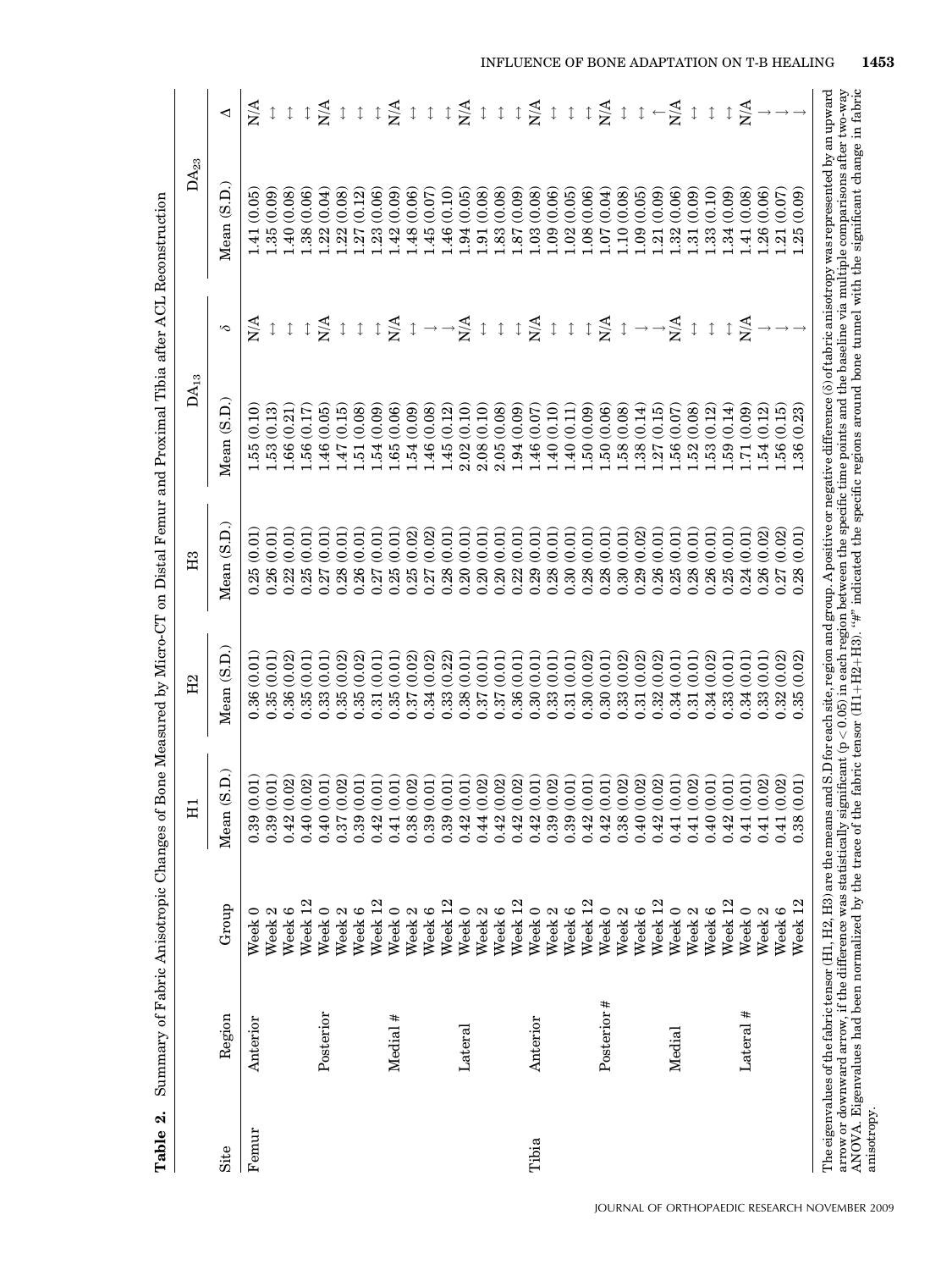**Table 2.** Summary of Fabric Anisotropic Changes of Bone Measured by Micro-CT on Distal Femur and Proximal Tibia after ACL Reconstruction

| Site | Region | Group | H1 | H2 | H3 | $DA_{13}$ | | $DA_{23}$ | |
|---|---|---|---|---|---|---|---|---|---|
| | | | Mean (S.D.) | Mean (S.D.) | Mean (S.D.) | Mean (S.D.) | δ | Mean (S.D.) | Δ |
| Femur | Anterior | Week 0 | 0.39 (0.01) | 0.36 (0.01) | 0.25 (0.01) | 1.55 (0.10) | N/A | 1.41 (0.05) | N/A |
| | | Week 2 | 0.39 (0.01) | 0.35 (0.01) | 0.26 (0.01) | 1.53 (0.13) | ↕ | 1.35 (0.09) | ↕ |
| | | Week 6 | 0.42 (0.02) | 0.36 (0.02) | 0.22 (0.01) | 1.66 (0.21) | ↕ | 1.40 (0.08) | ↕ |
| | | Week 12 | 0.40 (0.02) | 0.35 (0.01) | 0.25 (0.01) | 1.56 (0.17) | ↕ | 1.38 (0.06) | ↕ |
| | Posterior | Week 0 | 0.40 (0.01) | 0.33 (0.01) | 0.27 (0.01) | 1.46 (0.05) | N/A | 1.22 (0.04) | N/A |
| | | Week 2 | 0.37 (0.02) | 0.35 (0.02) | 0.28 (0.01) | 1.47 (0.15) | ↕ | 1.22 (0.08) | ↕ |
| | | Week 6 | 0.39 (0.01) | 0.35 (0.02) | 0.26 (0.01) | 1.51 (0.08) | ↕ | 1.27 (0.12) | ↕ |
| | | Week 12 | 0.42 (0.01) | 0.31 (0.01) | 0.27 (0.01) | 1.54 (0.09) | ↕ | 1.23 (0.06) | ↕ |
| | Medial # | Week 0 | 0.41 (0.01) | 0.35 (0.01) | 0.25 (0.01) | 1.65 (0.06) | N/A | 1.42 (0.09) | N/A |
| | | Week 2 | 0.38 (0.02) | 0.37 (0.02) | 0.25 (0.02) | 1.54 (0.09) | ↕ | 1.48 (0.06) | ↕ |
| | | Week 6 | 0.39 (0.01) | 0.34 (0.02) | 0.27 (0.02) | 1.46 (0.08) | ↓ | 1.45 (0.07) | ↕ |
| | | Week 12 | 0.39 (0.01) | 0.33 (0.22) | 0.28 (0.01) | 1.45 (0.12) | ↓ | 1.46 (0.10) | ↕ |
| | Lateral | Week 0 | 0.42 (0.01) | 0.38 (0.01) | 0.20 (0.01) | 2.02 (0.10) | N/A | 1.94 (0.05) | N/A |
| | | Week 2 | 0.44 (0.02) | 0.37 (0.01) | 0.20 (0.01) | 2.08 (0.10) | ↕ | 1.91 (0.08) | ↕ |
| | | Week 6 | 0.42 (0.02) | 0.37 (0.01) | 0.20 (0.01) | 2.05 (0.08) | ↕ | 1.83 (0.08) | ↕ |
| | | Week 12 | 0.42 (0.02) | 0.36 (0.01) | 0.22 (0.01) | 1.94 (0.09) | ↕ | 1.87 (0.09) | ↕ |
| Tibia | Anterior | Week 0 | 0.42 (0.01) | 0.30 (0.01) | 0.29 (0.01) | 1.46 (0.07) | N/A | 1.03 (0.08) | N/A |
| | | Week 2 | 0.39 (0.02) | 0.33 (0.01) | 0.28 (0.01) | 1.40 (0.10) | ↕ | 1.09 (0.06) | ↕ |
| | | Week 6 | 0.39 (0.01) | 0.31 (0.01) | 0.30 (0.01) | 1.40 (0.11) | ↕ | 1.02 (0.05) | ↕ |
| | | Week 12 | 0.42 (0.01) | 0.30 (0.02) | 0.28 (0.01) | 1.50 (0.09) | ↕ | 1.08 (0.06) | ↕ |
| | Posterior # | Week 0 | 0.42 (0.01) | 0.30 (0.01) | 0.28 (0.01) | 1.50 (0.06) | N/A | 1.07 (0.04) | N/A |
| | | Week 2 | 0.38 (0.02) | 0.33 (0.02) | 0.30 (0.01) | 1.58 (0.08) | ↕ | 1.10 (0.08) | ↕ |
| | | Week 6 | 0.40 (0.02) | 0.31 (0.02) | 0.29 (0.02) | 1.38 (0.14) | ↓ | 1.09 (0.05) | ↕ |
| | | Week 12 | 0.42 (0.02) | 0.32 (0.02) | 0.26 (0.01) | 1.27 (0.15) | ↓ | 1.21 (0.09) | ↑ |
| | Medial | Week 0 | 0.41 (0.01) | 0.34 (0.01) | 0.25 (0.01) | 1.56 (0.07) | N/A | 1.32 (0.06) | N/A |
| | | Week 2 | 0.41 (0.02) | 0.31 (0.01) | 0.28 (0.01) | 1.52 (0.08) | ↕ | 1.31 (0.09) | ↕ |
| | | Week 6 | 0.40 (0.01) | 0.34 (0.02) | 0.26 (0.01) | 1.53 (0.12) | ↕ | 1.33 (0.10) | ↕ |
| | | Week 12 | 0.42 (0.01) | 0.33 (0.01) | 0.25 (0.01) | 1.59 (0.14) | ↕ | 1.34 (0.09) | ↕ |
| | Lateral # | Week 0 | 0.41 (0.01) | 0.34 (0.01) | 0.24 (0.01) | 1.71 (0.09) | N/A | 1.41 (0.08) | N/A |
| | | Week 2 | 0.41 (0.02) | 0.33 (0.01) | 0.26 (0.02) | 1.54 (0.12) | ↓ | 1.26 (0.06) | ↓ |
| | | Week 6 | 0.41 (0.02) | 0.32 (0.02) | 0.27 (0.02) | 1.56 (0.15) | ↓ | 1.21 (0.07) | ↓ |
| | | Week 12 | 0.38 (0.01) | 0.35 (0.02) | 0.28 (0.01) | 1.36 (0.23) | ↓ | 1.25 (0.09) | ↓ |

The eigenvalues of the fabric tensor (H1, H2, H3) are the means and S.D for each site, region and group. A positive or negative difference (δ) of fabric anisotropy was represented by an upward arrow or downward arrow, if the difference was statistically significant ($p < 0.05$) in each region between the specific time points and the baseline via multiple comparisons after two-way ANOVA. Eigenvalues had been normalized by the trace of the fabric tensor (H1+H2+H3). "#" indicated the specific regions around bone tunnel with the significant change in fabric anisotropy.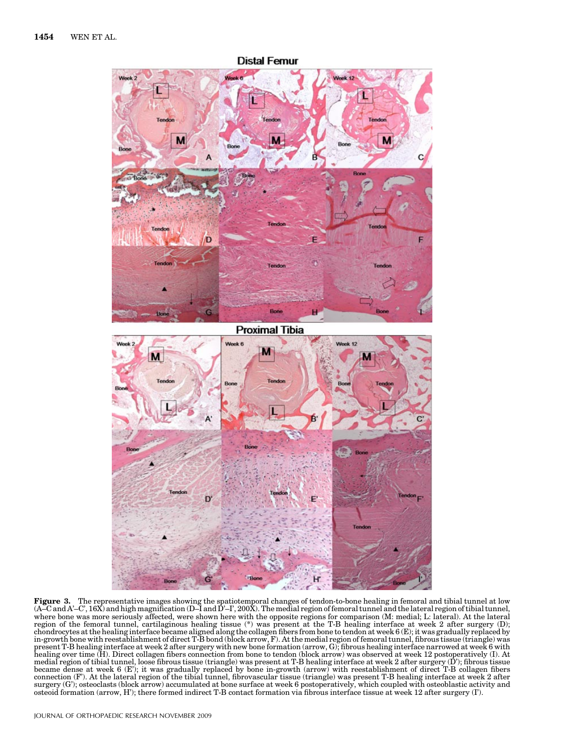**Figure 3.** The representative images showing the spatiotemporal changes of tendon-to-bone healing in femoral and tibial tunnel at low (A–C and A'–C', 16X) and high magnification (D–I and D'–I', 200X). The medial region of femoral tunnel and the lateral region of tibial tunnel, where bone was more seriously affected, were shown here with the opposite regions for comparison (M: medial; L: lateral). At the lateral region of the femoral tunnel, cartilaginous healing tissue (*) was present at the T-B healing interface at week 2 after surgery (D); chondrocytes at the healing interface became aligned along the collagen fibers from bone to tendon at week 6 (E); it was gradually replaced by in-growth bone with reestablishment of direct T-B bond (block arrow, F). At the medial region of femoral tunnel, fibrous tissue (triangle) was present T-B healing interface at week 2 after surgery with new bone formation (arrow, G); fibrous healing interface narrowed at week 6 with healing over time (H). Direct collagen fibers connection from bone to tendon (block arrow) was observed at week 12 postoperatively (I). At medial region of tibial tunnel, loose fibrous tissue (triangle) was present at T-B healing interface at week 2 after surgery (D'); fibrous tissue became dense at week 6 (E'); it was gradually replaced by bone in-growth (arrow) with reestablishment of direct T-B collagen fibers connection (F'). At the lateral region of the tibial tunnel, fibrovascular tissue (triangle) was present T-B healing interface at week 2 after surgery (G'); osteoclasts (block arrow) accumulated at bone surface at week 6 postoperatively, which coupled with osteoblastic activity and osteoid formation (arrow, H'); there formed indirect T-B contact formation via fibrous interface tissue at week 12 after surgery (I').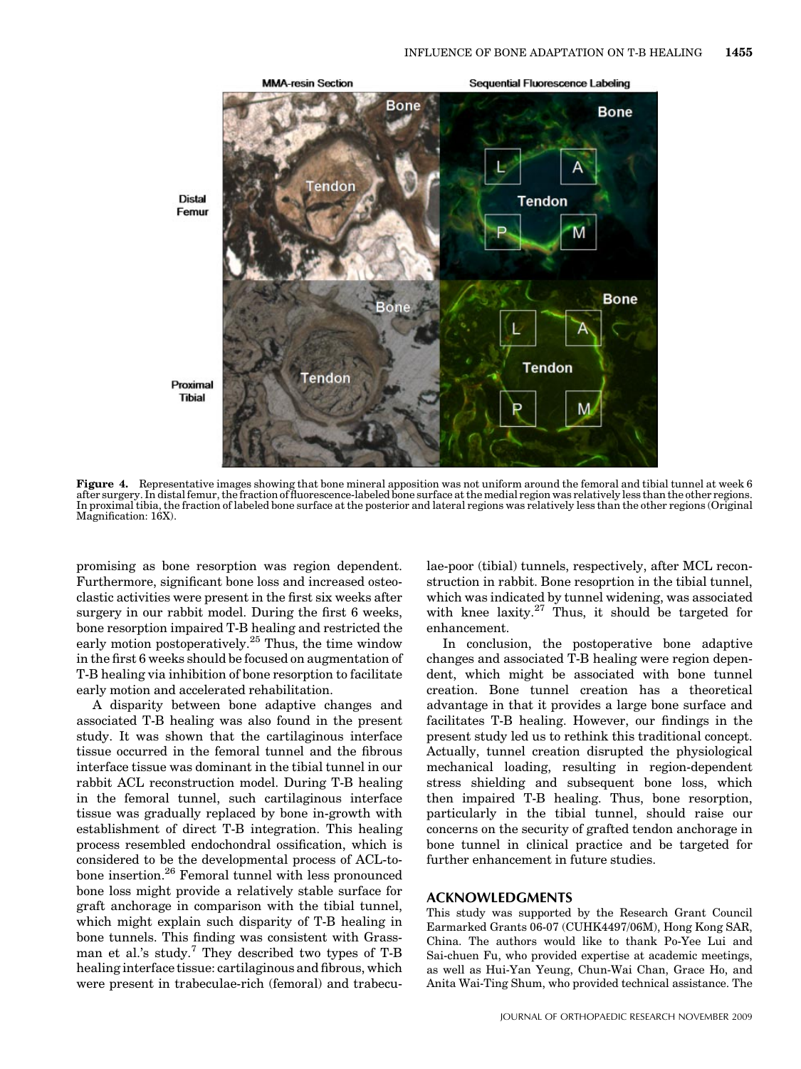MMA-resin Section

Sequential Fluorescence Labeling

Distal Femur

Proximal Tibial

Bone

Tendon

L A P M

**Figure 4.** Representative images showing that bone mineral apposition was not uniform around the femoral and tibial tunnel at week 6 after surgery. In distal femur, the fraction of fluorescence-labeled bone surface at the medial region was relatively less than the other regions. In proximal tibia, the fraction of labeled bone surface at the posterior and lateral regions was relatively less than the other regions (Original Magnification: 16X).

promising as bone resorption was region dependent. Furthermore, significant bone loss and increased osteoclastic activities were present in the first six weeks after surgery in our rabbit model. During the first 6 weeks, bone resorption impaired T-B healing and restricted the early motion postoperatively.[25] Thus, the time window in the first 6 weeks should be focused on augmentation of T-B healing via inhibition of bone resorption to facilitate early motion and accelerated rehabilitation.

A disparity between bone adaptive changes and associated T-B healing was also found in the present study. It was shown that the cartilaginous interface tissue occurred in the femoral tunnel and the fibrous interface tissue was dominant in the tibial tunnel in our rabbit ACL reconstruction model. During T-B healing in the femoral tunnel, such cartilaginous interface tissue was gradually replaced by bone in-growth with establishment of direct T-B integration. This healing process resembled endochondral ossification, which is considered to be the developmental process of ACL-to-bone insertion.[26] Femoral tunnel with less pronounced bone loss might provide a relatively stable surface for graft anchorage in comparison with the tibial tunnel, which might explain such disparity of T-B healing in bone tunnels. This finding was consistent with Grassman et al.'s study.[7] They described two types of T-B healing interface tissue: cartilaginous and fibrous, which were present in trabeculae-rich (femoral) and trabeculae-poor (tibial) tunnels, respectively, after MCL reconstruction in rabbit. Bone resoprtion in the tibial tunnel, which was indicated by tunnel widening, was associated with knee laxity.[27] Thus, it should be targeted for enhancement.

In conclusion, the postoperative bone adaptive changes and associated T-B healing were region dependent, which might be associated with bone tunnel creation. Bone tunnel creation has a theoretical advantage in that it provides a large bone surface and facilitates T-B healing. However, our findings in the present study led us to rethink this traditional concept. Actually, tunnel creation disrupted the physiological mechanical loading, resulting in region-dependent stress shielding and subsequent bone loss, which then impaired T-B healing. Thus, bone resorption, particularly in the tibial tunnel, should raise our concerns on the security of grafted tendon anchorage in bone tunnel in clinical practice and be targeted for further enhancement in future studies.

## ACKNOWLEDGMENTS

This study was supported by the Research Grant Council Earmarked Grants 06-07 (CUHK4497/06M), Hong Kong SAR, China. The authors would like to thank Po-Yee Lui and Sai-chuen Fu, who provided expertise at academic meetings, as well as Hui-Yan Yeung, Chun-Wai Chan, Grace Ho, and Anita Wai-Ting Shum, who provided technical assistance. The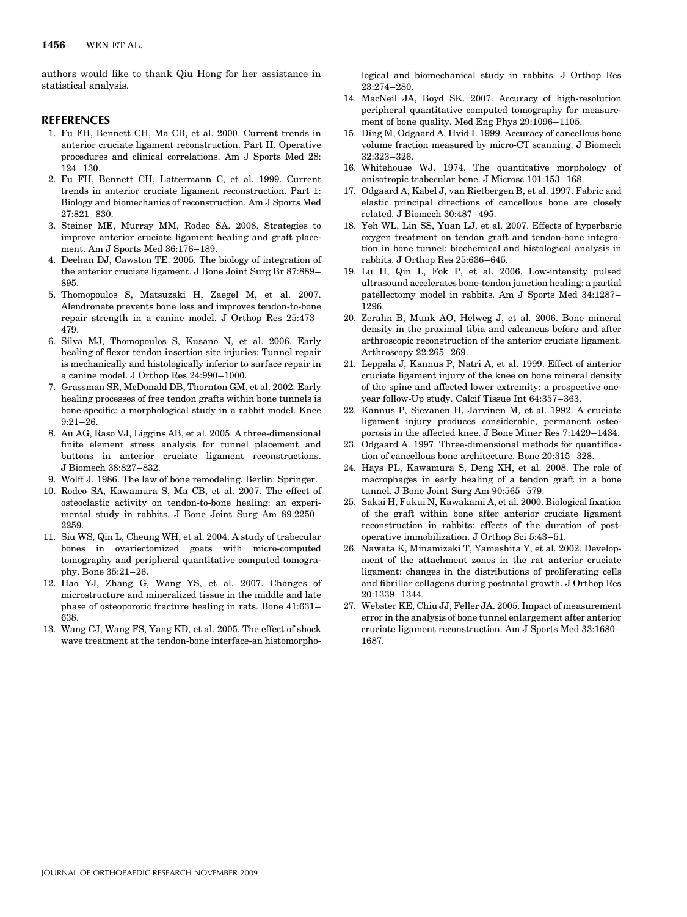authors would like to thank Qiu Hong for her assistance in statistical analysis.

## REFERENCES

1. Fu FH, Bennett CH, Ma CB, et al. 2000. Current trends in anterior cruciate ligament reconstruction. Part II. Operative procedures and clinical correlations. Am J Sports Med 28: 124–130.
2. Fu FH, Bennett CH, Lattermann C, et al. 1999. Current trends in anterior cruciate ligament reconstruction. Part 1: Biology and biomechanics of reconstruction. Am J Sports Med 27:821–830.
3. Steiner ME, Murray MM, Rodeo SA. 2008. Strategies to improve anterior cruciate ligament healing and graft placement. Am J Sports Med 36:176–189.
4. Deehan DJ, Cawston TE. 2005. The biology of integration of the anterior cruciate ligament. J Bone Joint Surg Br 87:889–895.
5. Thomopoulos S, Matsuzaki H, Zaegel M, et al. 2007. Alendronate prevents bone loss and improves tendon-to-bone repair strength in a canine model. J Orthop Res 25:473–479.
6. Silva MJ, Thomopoulos S, Kusano N, et al. 2006. Early healing of flexor tendon insertion site injuries: Tunnel repair is mechanically and histologically inferior to surface repair in a canine model. J Orthop Res 24:990–1000.
7. Grassman SR, McDonald DB, Thornton GM, et al. 2002. Early healing processes of free tendon grafts within bone tunnels is bone-specific: a morphological study in a rabbit model. Knee 9:21–26.
8. Au AG, Raso VJ, Liggins AB, et al. 2005. A three-dimensional finite element stress analysis for tunnel placement and buttons in anterior cruciate ligament reconstructions. J Biomech 38:827–832.
9. Wolff J. 1986. The law of bone remodeling. Berlin: Springer.
10. Rodeo SA, Kawamura S, Ma CB, et al. 2007. The effect of osteoclastic activity on tendon-to-bone healing: an experimental study in rabbits. J Bone Joint Surg Am 89:2250–2259.
11. Siu WS, Qin L, Cheung WH, et al. 2004. A study of trabecular bones in ovariectomized goats with micro-computed tomography and peripheral quantitative computed tomography. Bone 35:21–26.
12. Hao YJ, Zhang G, Wang YS, et al. 2007. Changes of microstructure and mineralized tissue in the middle and late phase of osteoporotic fracture healing in rats. Bone 41:631–638.
13. Wang CJ, Wang FS, Yang KD, et al. 2005. The effect of shock wave treatment at the tendon-bone interface-an histomorphological and biomechanical study in rabbits. J Orthop Res 23:274–280.
14. MacNeil JA, Boyd SK. 2007. Accuracy of high-resolution peripheral quantitative computed tomography for measurement of bone quality. Med Eng Phys 29:1096–1105.
15. Ding M, Odgaard A, Hvid I. 1999. Accuracy of cancellous bone volume fraction measured by micro-CT scanning. J Biomech 32:323–326.
16. Whitehouse WJ. 1974. The quantitative morphology of anisotropic trabecular bone. J Microsc 101:153–168.
17. Odgaard A, Kabel J, van Rietbergen B, et al. 1997. Fabric and elastic principal directions of cancellous bone are closely related. J Biomech 30:487–495.
18. Yeh WL, Lin SS, Yuan LJ, et al. 2007. Effects of hyperbaric oxygen treatment on tendon graft and tendon-bone integration in bone tunnel: biochemical and histological analysis in rabbits. J Orthop Res 25:636–645.
19. Lu H, Qin L, Fok P, et al. 2006. Low-intensity pulsed ultrasound accelerates bone-tendon junction healing: a partial patellectomy model in rabbits. Am J Sports Med 34:1287–1296.
20. Zerahn B, Munk AO, Helweg J, et al. 2006. Bone mineral density in the proximal tibia and calcaneus before and after arthroscopic reconstruction of the anterior cruciate ligament. Arthroscopy 22:265–269.
21. Leppala J, Kannus P, Natri A, et al. 1999. Effect of anterior cruciate ligament injury of the knee on bone mineral density of the spine and affected lower extremity: a prospective one-year follow-Up study. Calcif Tissue Int 64:357–363.
22. Kannus P, Sievanen H, Jarvinen M, et al. 1992. A cruciate ligament injury produces considerable, permanent osteoporosis in the affected knee. J Bone Miner Res 7:1429–1434.
23. Odgaard A. 1997. Three-dimensional methods for quantification of cancellous bone architecture. Bone 20:315–328.
24. Hays PL, Kawamura S, Deng XH, et al. 2008. The role of macrophages in early healing of a tendon graft in a bone tunnel. J Bone Joint Surg Am 90:565–579.
25. Sakai H, Fukui N, Kawakami A, et al. 2000. Biological fixation of the graft within bone after anterior cruciate ligament reconstruction in rabbits: effects of the duration of postoperative immobilization. J Orthop Sci 5:43–51.
26. Nawata K, Minamizaki T, Yamashita Y, et al. 2002. Development of the attachment zones in the rat anterior cruciate ligament: changes in the distributions of proliferating cells and fibrillar collagens during postnatal growth. J Orthop Res 20:1339–1344.
27. Webster KE, Chiu JJ, Feller JA. 2005. Impact of measurement error in the analysis of bone tunnel enlargement after anterior cruciate ligament reconstruction. Am J Sports Med 33:1680–1687.